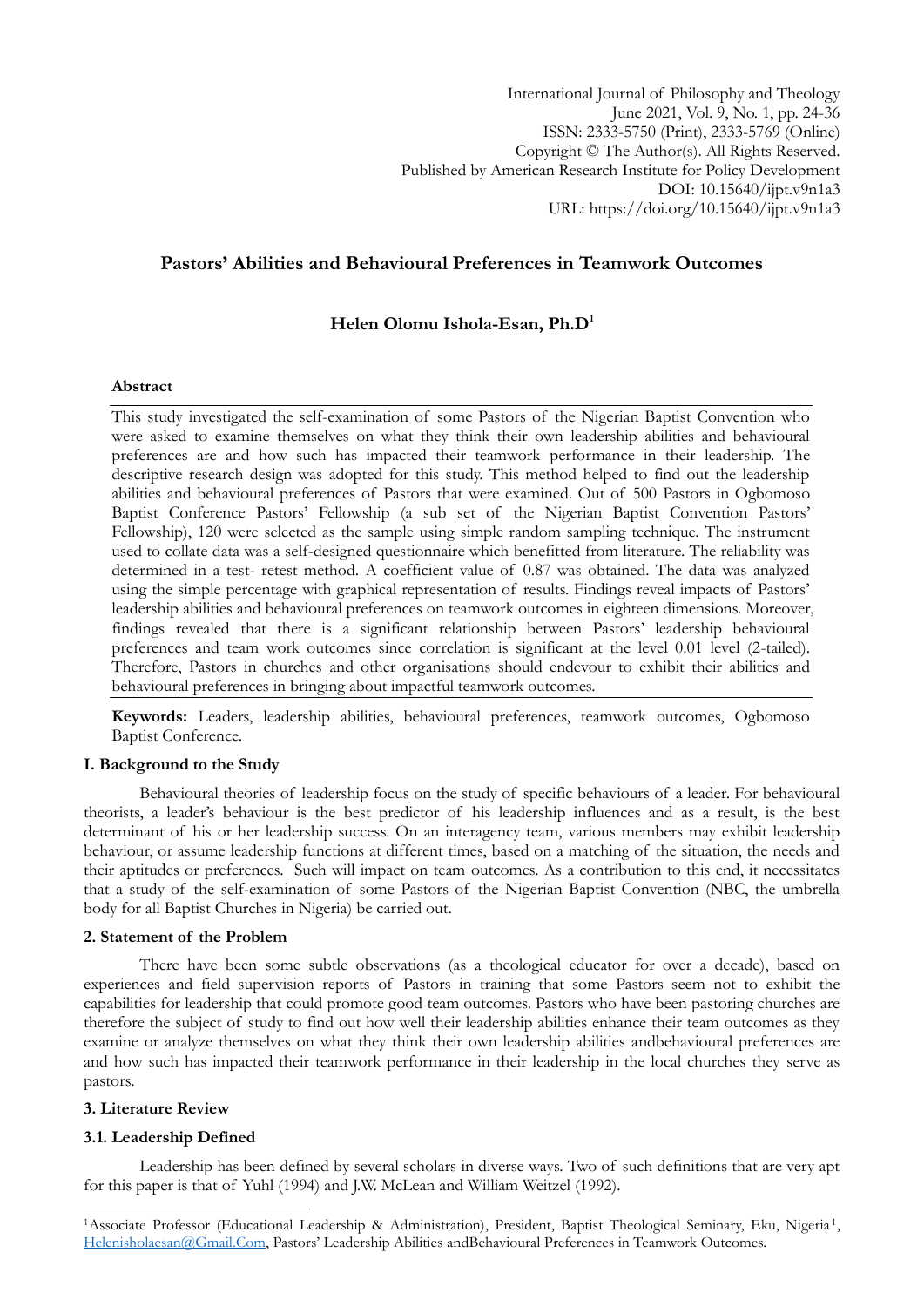International Journal of Philosophy and Theology
June 2021, Vol. 9, No. 1, pp. 24-36
ISSN: 2333-5750 (Print), 2333-5769 (Online)
Copyright © The Author(s). All Rights Reserved.
Published by American Research Institute for Policy Development
DOI: 10.15640/ijpt.v9n1a3
URL: https://doi.org/10.15640/ijpt.v9n1a3

# Pastors' Abilities and Behavioural Preferences in Teamwork Outcomes

## Helen Olomu Ishola-Esan, Ph.D[1]

### Abstract

This study investigated the self-examination of some Pastors of the Nigerian Baptist Convention who were asked to examine themselves on what they think their own leadership abilities and behavioural preferences are and how such has impacted their teamwork performance in their leadership. The descriptive research design was adopted for this study. This method helped to find out the leadership abilities and behavioural preferences of Pastors that were examined. Out of 500 Pastors in Ogbomoso Baptist Conference Pastors' Fellowship (a sub set of the Nigerian Baptist Convention Pastors' Fellowship), 120 were selected as the sample using simple random sampling technique. The instrument used to collate data was a self-designed questionnaire which benefitted from literature. The reliability was determined in a test- retest method. A coefficient value of 0.87 was obtained. The data was analyzed using the simple percentage with graphical representation of results. Findings reveal impacts of Pastors' leadership abilities and behavioural preferences on teamwork outcomes in eighteen dimensions. Moreover, findings revealed that there is a significant relationship between Pastors' leadership behavioural preferences and team work outcomes since correlation is significant at the level 0.01 level (2-tailed). Therefore, Pastors in churches and other organisations should endevour to exhibit their abilities and behavioural preferences in bringing about impactful teamwork outcomes.

**Keywords:** Leaders, leadership abilities, behavioural preferences, teamwork outcomes, Ogbomoso Baptist Conference.

### I. Background to the Study

Behavioural theories of leadership focus on the study of specific behaviours of a leader. For behavioural theorists, a leader's behaviour is the best predictor of his leadership influences and as a result, is the best determinant of his or her leadership success. On an interagency team, various members may exhibit leadership behaviour, or assume leadership functions at different times, based on a matching of the situation, the needs and their aptitudes or preferences. Such will impact on team outcomes. As a contribution to this end, it necessitates that a study of the self-examination of some Pastors of the Nigerian Baptist Convention (NBC, the umbrella body for all Baptist Churches in Nigeria) be carried out.

### 2. Statement of the Problem

There have been some subtle observations (as a theological educator for over a decade), based on experiences and field supervision reports of Pastors in training that some Pastors seem not to exhibit the capabilities for leadership that could promote good team outcomes. Pastors who have been pastoring churches are therefore the subject of study to find out how well their leadership abilities enhance their team outcomes as they examine or analyze themselves on what they think their own leadership abilities andbehavioural preferences are and how such has impacted their teamwork performance in their leadership in the local churches they serve as pastors.

### 3. Literature Review

### 3.1. Leadership Defined

Leadership has been defined by several scholars in diverse ways. Two of such definitions that are very apt for this paper is that of Yuhl (1994) and J.W. McLean and William Weitzel (1992).

---

[1]Associate Professor (Educational Leadership & Administration), President, Baptist Theological Seminary, Eku, Nigeria[1], Helenisholaesan@Gmail.Com, Pastors' Leadership Abilities andBehavioural Preferences in Teamwork Outcomes.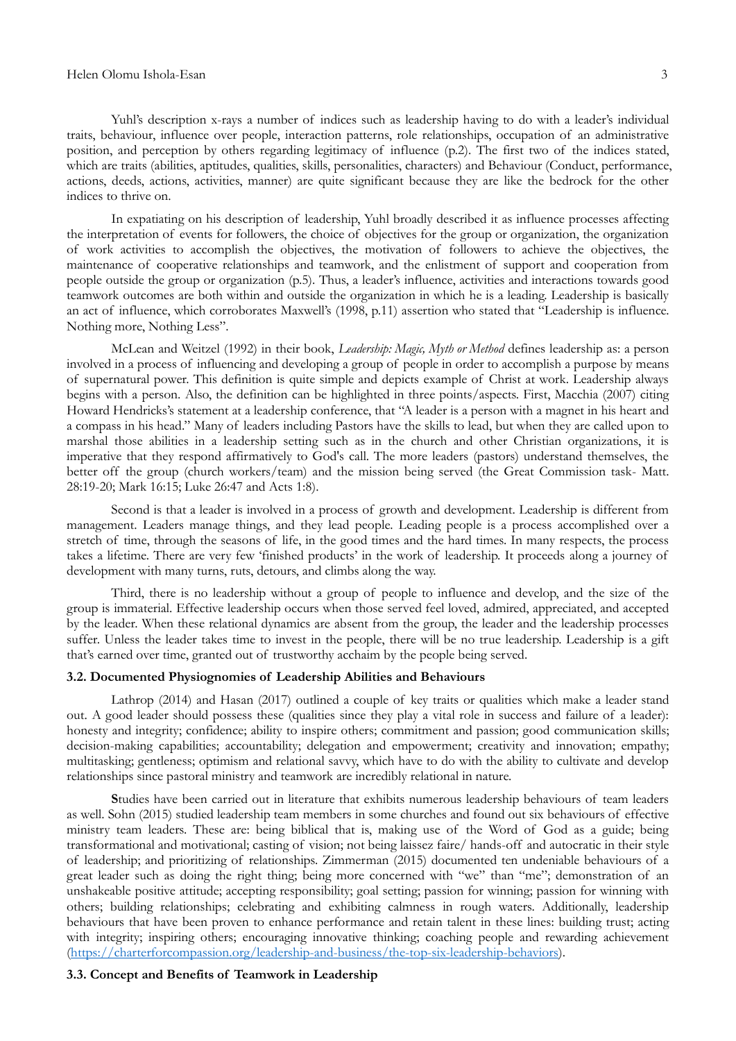Yuhl's description x-rays a number of indices such as leadership having to do with a leader's individual traits, behaviour, influence over people, interaction patterns, role relationships, occupation of an administrative position, and perception by others regarding legitimacy of influence (p.2). The first two of the indices stated, which are traits (abilities, aptitudes, qualities, skills, personalities, characters) and Behaviour (Conduct, performance, actions, deeds, actions, activities, manner) are quite significant because they are like the bedrock for the other indices to thrive on.

In expatiating on his description of leadership, Yuhl broadly described it as influence processes affecting the interpretation of events for followers, the choice of objectives for the group or organization, the organization of work activities to accomplish the objectives, the motivation of followers to achieve the objectives, the maintenance of cooperative relationships and teamwork, and the enlistment of support and cooperation from people outside the group or organization (p.5). Thus, a leader's influence, activities and interactions towards good teamwork outcomes are both within and outside the organization in which he is a leading. Leadership is basically an act of influence, which corroborates Maxwell's (1998, p.11) assertion who stated that "Leadership is influence. Nothing more, Nothing Less".

McLean and Weitzel (1992) in their book, *Leadership: Magic, Myth or Method* defines leadership as: a person involved in a process of influencing and developing a group of people in order to accomplish a purpose by means of supernatural power. This definition is quite simple and depicts example of Christ at work. Leadership always begins with a person. Also, the definition can be highlighted in three points/aspects. First, Macchia (2007) citing Howard Hendricks's statement at a leadership conference, that "A leader is a person with a magnet in his heart and a compass in his head." Many of leaders including Pastors have the skills to lead, but when they are called upon to marshal those abilities in a leadership setting such as in the church and other Christian organizations, it is imperative that they respond affirmatively to God's call. The more leaders (pastors) understand themselves, the better off the group (church workers/team) and the mission being served (the Great Commission task- Matt. 28:19-20; Mark 16:15; Luke 26:47 and Acts 1:8).

Second is that a leader is involved in a process of growth and development. Leadership is different from management. Leaders manage things, and they lead people. Leading people is a process accomplished over a stretch of time, through the seasons of life, in the good times and the hard times. In many respects, the process takes a lifetime. There are very few 'finished products' in the work of leadership. It proceeds along a journey of development with many turns, ruts, detours, and climbs along the way.

Third, there is no leadership without a group of people to influence and develop, and the size of the group is immaterial. Effective leadership occurs when those served feel loved, admired, appreciated, and accepted by the leader. When these relational dynamics are absent from the group, the leader and the leadership processes suffer. Unless the leader takes time to invest in the people, there will be no true leadership. Leadership is a gift that's earned over time, granted out of trustworthy acchaim by the people being served.

### 3.2. Documented Physiognomies of Leadership Abilities and Behaviours

Lathrop (2014) and Hasan (2017) outlined a couple of key traits or qualities which make a leader stand out. A good leader should possess these (qualities since they play a vital role in success and failure of a leader): honesty and integrity; confidence; ability to inspire others; commitment and passion; good communication skills; decision-making capabilities; accountability; delegation and empowerment; creativity and innovation; empathy; multitasking; gentleness; optimism and relational savvy, which have to do with the ability to cultivate and develop relationships since pastoral ministry and teamwork are incredibly relational in nature.

**S**tudies have been carried out in literature that exhibits numerous leadership behaviours of team leaders as well. Sohn (2015) studied leadership team members in some churches and found out six behaviours of effective ministry team leaders. These are: being biblical that is, making use of the Word of God as a guide; being transformational and motivational; casting of vision; not being laissez faire/ hands-off and autocratic in their style of leadership; and prioritizing of relationships. Zimmerman (2015) documented ten undeniable behaviours of a great leader such as doing the right thing; being more concerned with "we" than "me"; demonstration of an unshakeable positive attitude; accepting responsibility; goal setting; passion for winning; passion for winning with others; building relationships; celebrating and exhibiting calmness in rough waters. Additionally, leadership behaviours that have been proven to enhance performance and retain talent in these lines: building trust; acting with integrity; inspiring others; encouraging innovative thinking; coaching people and rewarding achievement (https://charterforcompassion.org/leadership-and-business/the-top-six-leadership-behaviors).

### 3.3. Concept and Benefits of Teamwork in Leadership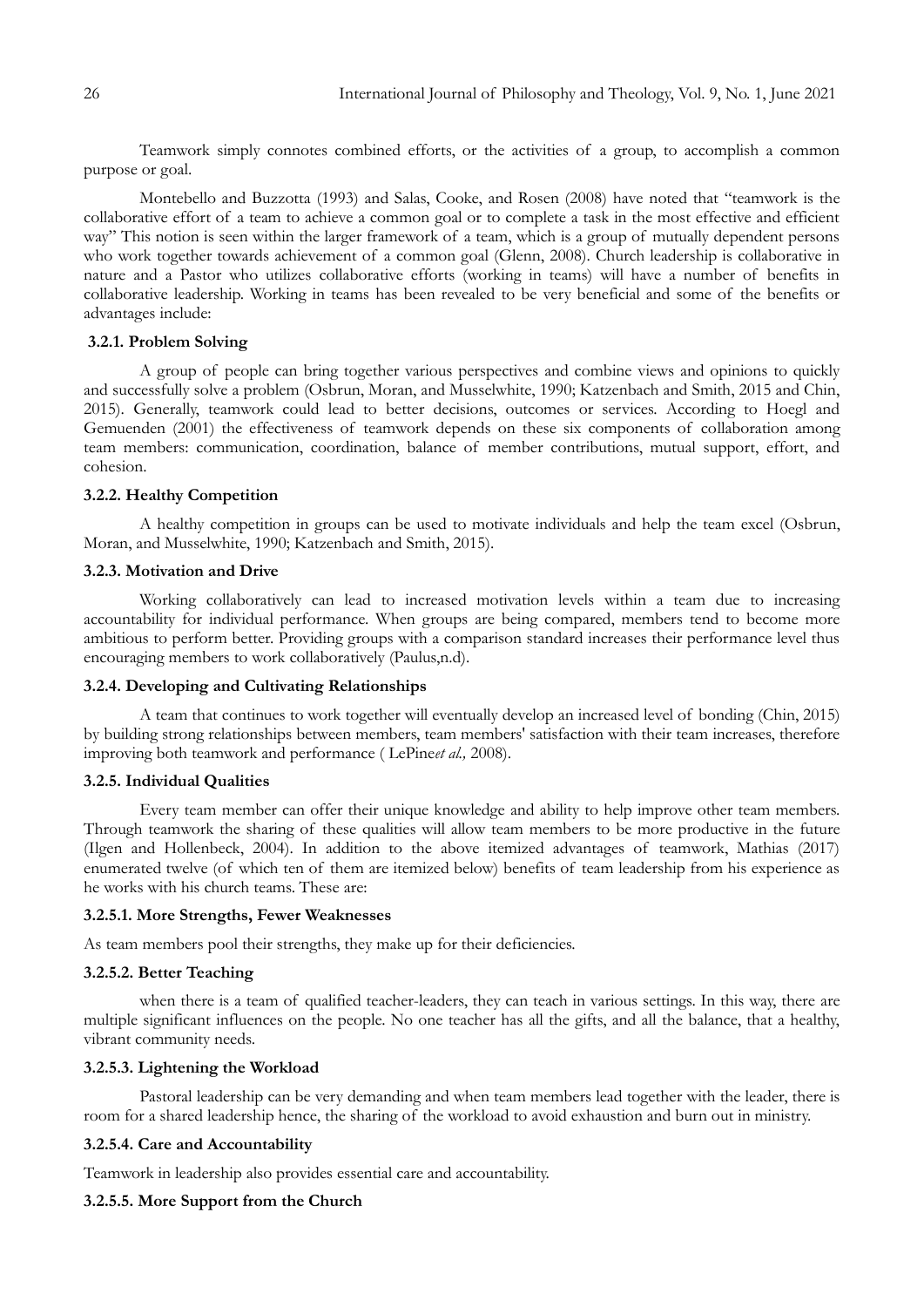Teamwork simply connotes combined efforts, or the activities of a group, to accomplish a common purpose or goal.

Montebello and Buzzotta (1993) and Salas, Cooke, and Rosen (2008) have noted that "teamwork is the collaborative effort of a team to achieve a common goal or to complete a task in the most effective and efficient way" This notion is seen within the larger framework of a team, which is a group of mutually dependent persons who work together towards achievement of a common goal (Glenn, 2008). Church leadership is collaborative in nature and a Pastor who utilizes collaborative efforts (working in teams) will have a number of benefits in collaborative leadership. Working in teams has been revealed to be very beneficial and some of the benefits or advantages include:

#### 3.2.1. Problem Solving

A group of people can bring together various perspectives and combine views and opinions to quickly and successfully solve a problem (Osbrun, Moran, and Musselwhite, 1990; Katzenbach and Smith, 2015 and Chin, 2015). Generally, teamwork could lead to better decisions, outcomes or services. According to Hoegl and Gemuenden (2001) the effectiveness of teamwork depends on these six components of collaboration among team members: communication, coordination, balance of member contributions, mutual support, effort, and cohesion.

#### 3.2.2. Healthy Competition

A healthy competition in groups can be used to motivate individuals and help the team excel (Osbrun, Moran, and Musselwhite, 1990; Katzenbach and Smith, 2015).

#### 3.2.3. Motivation and Drive

Working collaboratively can lead to increased motivation levels within a team due to increasing accountability for individual performance. When groups are being compared, members tend to become more ambitious to perform better. Providing groups with a comparison standard increases their performance level thus encouraging members to work collaboratively (Paulus,n.d).

#### 3.2.4. Developing and Cultivating Relationships

A team that continues to work together will eventually develop an increased level of bonding (Chin, 2015) by building strong relationships between members, team members' satisfaction with their team increases, therefore improving both teamwork and performance ( LePine*et al.,* 2008).

#### 3.2.5. Individual Qualities

Every team member can offer their unique knowledge and ability to help improve other team members. Through teamwork the sharing of these qualities will allow team members to be more productive in the future (Ilgen and Hollenbeck, 2004). In addition to the above itemized advantages of teamwork, Mathias (2017) enumerated twelve (of which ten of them are itemized below) benefits of team leadership from his experience as he works with his church teams. These are:

##### 3.2.5.1. More Strengths, Fewer Weaknesses

As team members pool their strengths, they make up for their deficiencies.

##### 3.2.5.2. Better Teaching

when there is a team of qualified teacher-leaders, they can teach in various settings. In this way, there are multiple significant influences on the people. No one teacher has all the gifts, and all the balance, that a healthy, vibrant community needs.

##### 3.2.5.3. Lightening the Workload

Pastoral leadership can be very demanding and when team members lead together with the leader, there is room for a shared leadership hence, the sharing of the workload to avoid exhaustion and burn out in ministry.

##### 3.2.5.4. Care and Accountability

Teamwork in leadership also provides essential care and accountability.

##### 3.2.5.5. More Support from the Church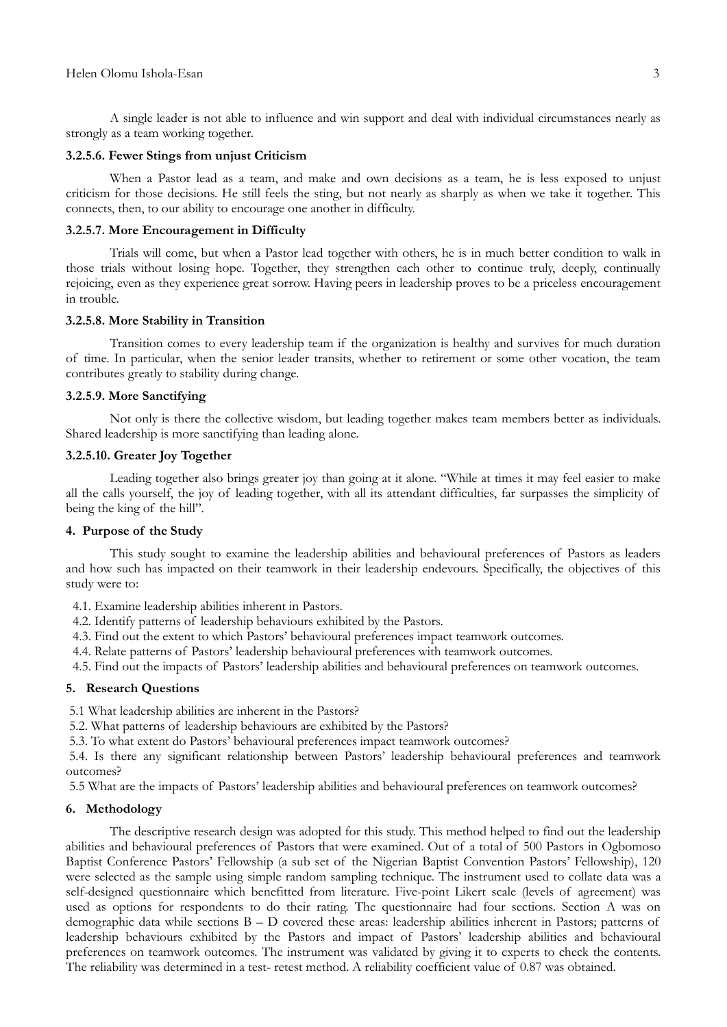A single leader is not able to influence and win support and deal with individual circumstances nearly as strongly as a team working together.

#### 3.2.5.6. Fewer Stings from unjust Criticism

When a Pastor lead as a team, and make and own decisions as a team, he is less exposed to unjust criticism for those decisions. He still feels the sting, but not nearly as sharply as when we take it together. This connects, then, to our ability to encourage one another in difficulty.

#### 3.2.5.7. More Encouragement in Difficulty

Trials will come, but when a Pastor lead together with others, he is in much better condition to walk in those trials without losing hope. Together, they strengthen each other to continue truly, deeply, continually rejoicing, even as they experience great sorrow. Having peers in leadership proves to be a priceless encouragement in trouble.

#### 3.2.5.8. More Stability in Transition

Transition comes to every leadership team if the organization is healthy and survives for much duration of time. In particular, when the senior leader transits, whether to retirement or some other vocation, the team contributes greatly to stability during change.

#### 3.2.5.9. More Sanctifying

Not only is there the collective wisdom, but leading together makes team members better as individuals. Shared leadership is more sanctifying than leading alone.

#### 3.2.5.10. Greater Joy Together

Leading together also brings greater joy than going at it alone. "While at times it may feel easier to make all the calls yourself, the joy of leading together, with all its attendant difficulties, far surpasses the simplicity of being the king of the hill".

## 4. Purpose of the Study

This study sought to examine the leadership abilities and behavioural preferences of Pastors as leaders and how such has impacted on their teamwork in their leadership endevours. Specifically, the objectives of this study were to:

4.1. Examine leadership abilities inherent in Pastors.

4.2. Identify patterns of leadership behaviours exhibited by the Pastors.

4.3. Find out the extent to which Pastors' behavioural preferences impact teamwork outcomes.

4.4. Relate patterns of Pastors' leadership behavioural preferences with teamwork outcomes.

4.5. Find out the impacts of Pastors' leadership abilities and behavioural preferences on teamwork outcomes.

## 5. Research Questions

5.1 What leadership abilities are inherent in the Pastors?

5.2. What patterns of leadership behaviours are exhibited by the Pastors?

5.3. To what extent do Pastors' behavioural preferences impact teamwork outcomes?

5.4. Is there any significant relationship between Pastors' leadership behavioural preferences and teamwork outcomes?

5.5 What are the impacts of Pastors' leadership abilities and behavioural preferences on teamwork outcomes?

## 6. Methodology

The descriptive research design was adopted for this study. This method helped to find out the leadership abilities and behavioural preferences of Pastors that were examined. Out of a total of 500 Pastors in Ogbomoso Baptist Conference Pastors' Fellowship (a sub set of the Nigerian Baptist Convention Pastors' Fellowship), 120 were selected as the sample using simple random sampling technique. The instrument used to collate data was a self-designed questionnaire which benefitted from literature. Five-point Likert scale (levels of agreement) was used as options for respondents to do their rating. The questionnaire had four sections. Section A was on demographic data while sections B – D covered these areas: leadership abilities inherent in Pastors; patterns of leadership behaviours exhibited by the Pastors and impact of Pastors' leadership abilities and behavioural preferences on teamwork outcomes. The instrument was validated by giving it to experts to check the contents. The reliability was determined in a test- retest method. A reliability coefficient value of 0.87 was obtained.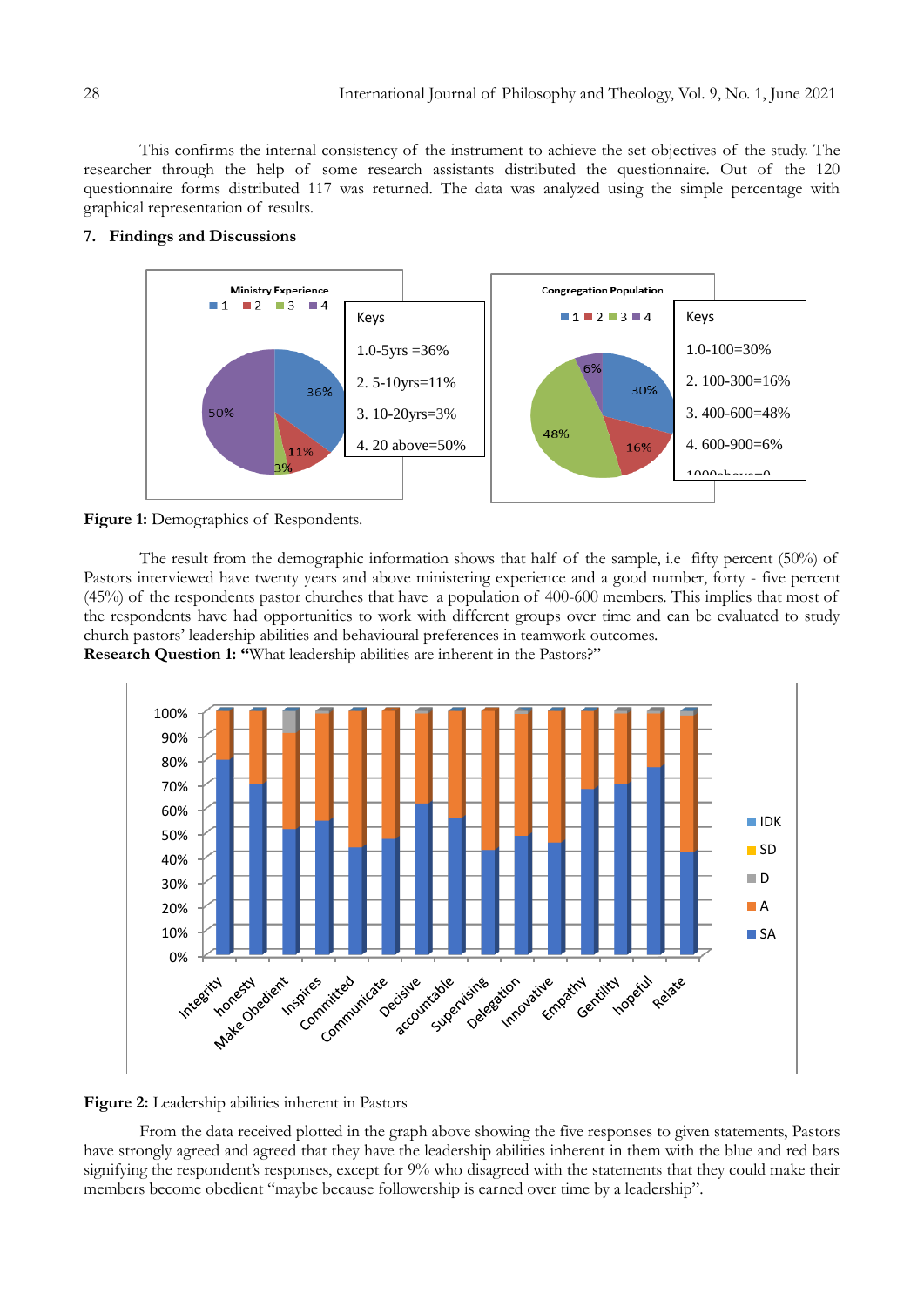This confirms the internal consistency of the instrument to achieve the set objectives of the study. The researcher through the help of some research assistants distributed the questionnaire. Out of the 120 questionnaire forms distributed 117 was returned. The data was analyzed using the simple percentage with graphical representation of results.

## 7. Findings and Discussions

**Figure 1:** Demographics of Respondents.

The result from the demographic information shows that half of the sample, i.e fifty percent (50%) of Pastors interviewed have twenty years and above ministering experience and a good number, forty - five percent (45%) of the respondents pastor churches that have a population of 400-600 members. This implies that most of the respondents have had opportunities to work with different groups over time and can be evaluated to study church pastors' leadership abilities and behavioural preferences in teamwork outcomes.

**Research Question 1: "**What leadership abilities are inherent in the Pastors?"

**Figure 2:** Leadership abilities inherent in Pastors

From the data received plotted in the graph above showing the five responses to given statements, Pastors have strongly agreed and agreed that they have the leadership abilities inherent in them with the blue and red bars signifying the respondent's responses, except for 9% who disagreed with the statements that they could make their members become obedient "maybe because followership is earned over time by a leadership".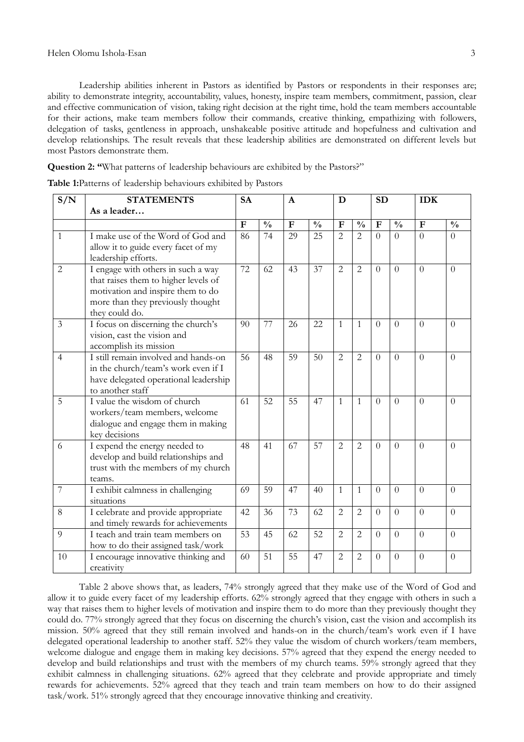Leadership abilities inherent in Pastors as identified by Pastors or respondents in their responses are; ability to demonstrate integrity, accountability, values, honesty, inspire team members, commitment, passion, clear and effective communication of vision, taking right decision at the right time, hold the team members accountable for their actions, make team members follow their commands, creative thinking, empathizing with followers, delegation of tasks, gentleness in approach, unshakeable positive attitude and hopefulness and cultivation and develop relationships. The result reveals that these leadership abilities are demonstrated on different levels but most Pastors demonstrate them.

**Question 2: "**What patterns of leadership behaviours are exhibited by the Pastors?"

**Table 1:**Patterns of leadership behaviours exhibited by Pastors

| S/N | STATEMENTS As a leader… | SA | | A | | D | | SD | | IDK | |
|---|---|---|---|---|---|---|---|---|---|---|---|
| | | F | % | F | % | F | % | F | % | F | % |
| 1 | I make use of the Word of God and allow it to guide every facet of my leadership efforts. | 86 | 74 | 29 | 25 | 2 | 2 | 0 | 0 | 0 | 0 |
| 2 | I engage with others in such a way that raises them to higher levels of motivation and inspire them to do more than they previously thought they could do. | 72 | 62 | 43 | 37 | 2 | 2 | 0 | 0 | 0 | 0 |
| 3 | I focus on discerning the church's vision, cast the vision and accomplish its mission | 90 | 77 | 26 | 22 | 1 | 1 | 0 | 0 | 0 | 0 |
| 4 | I still remain involved and hands-on in the church/team's work even if I have delegated operational leadership to another staff | 56 | 48 | 59 | 50 | 2 | 2 | 0 | 0 | 0 | 0 |
| 5 | I value the wisdom of church workers/team members, welcome dialogue and engage them in making key decisions | 61 | 52 | 55 | 47 | 1 | 1 | 0 | 0 | 0 | 0 |
| 6 | I expend the energy needed to develop and build relationships and trust with the members of my church teams. | 48 | 41 | 67 | 57 | 2 | 2 | 0 | 0 | 0 | 0 |
| 7 | I exhibit calmness in challenging situations | 69 | 59 | 47 | 40 | 1 | 1 | 0 | 0 | 0 | 0 |
| 8 | I celebrate and provide appropriate and timely rewards for achievements | 42 | 36 | 73 | 62 | 2 | 2 | 0 | 0 | 0 | 0 |
| 9 | I teach and train team members on how to do their assigned task/work | 53 | 45 | 62 | 52 | 2 | 2 | 0 | 0 | 0 | 0 |
| 10 | I encourage innovative thinking and creativity | 60 | 51 | 55 | 47 | 2 | 2 | 0 | 0 | 0 | 0 |

Table 2 above shows that, as leaders, 74% strongly agreed that they make use of the Word of God and allow it to guide every facet of my leadership efforts. 62% strongly agreed that they engage with others in such a way that raises them to higher levels of motivation and inspire them to do more than they previously thought they could do. 77% strongly agreed that they focus on discerning the church's vision, cast the vision and accomplish its mission. 50% agreed that they still remain involved and hands-on in the church/team's work even if I have delegated operational leadership to another staff. 52% they value the wisdom of church workers/team members, welcome dialogue and engage them in making key decisions. 57% agreed that they expend the energy needed to develop and build relationships and trust with the members of my church teams. 59% strongly agreed that they exhibit calmness in challenging situations. 62% agreed that they celebrate and provide appropriate and timely rewards for achievements. 52% agreed that they teach and train team members on how to do their assigned task/work. 51% strongly agreed that they encourage innovative thinking and creativity.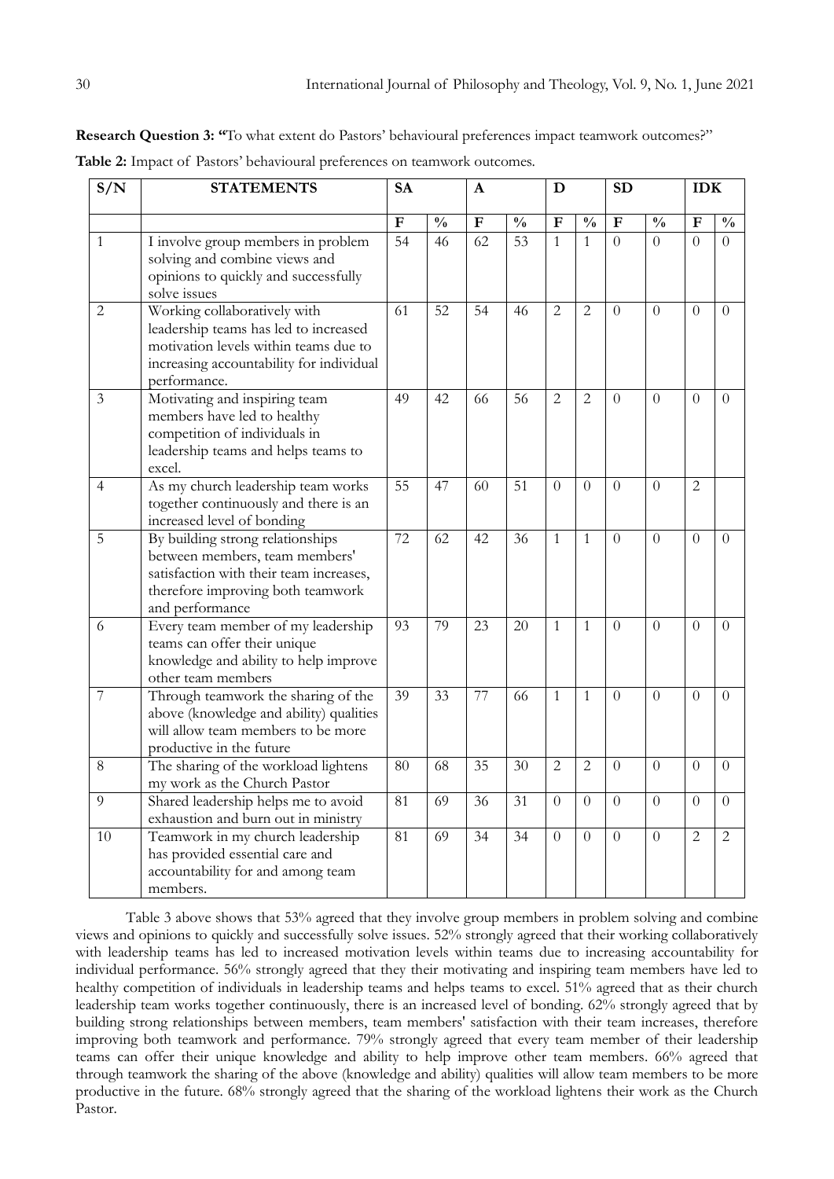**Research Question 3: "**To what extent do Pastors' behavioural preferences impact teamwork outcomes?"

**Table 2:** Impact of Pastors' behavioural preferences on teamwork outcomes.

| S/N | STATEMENTS | SA | | A | | D | | SD | | IDK | |
|---|---|---|---|---|---|---|---|---|---|---|---|
| | | F | % | F | % | F | % | F | % | F | % |
| 1 | I involve group members in problem solving and combine views and opinions to quickly and successfully solve issues | 54 | 46 | 62 | 53 | 1 | 1 | 0 | 0 | 0 | 0 |
| 2 | Working collaboratively with leadership teams has led to increased motivation levels within teams due to increasing accountability for individual performance. | 61 | 52 | 54 | 46 | 2 | 2 | 0 | 0 | 0 | 0 |
| 3 | Motivating and inspiring team members have led to healthy competition of individuals in leadership teams and helps teams to excel. | 49 | 42 | 66 | 56 | 2 | 2 | 0 | 0 | 0 | 0 |
| 4 | As my church leadership team works together continuously and there is an increased level of bonding | 55 | 47 | 60 | 51 | 0 | 0 | 0 | 0 | 2 | |
| 5 | By building strong relationships between members, team members' satisfaction with their team increases, therefore improving both teamwork and performance | 72 | 62 | 42 | 36 | 1 | 1 | 0 | 0 | 0 | 0 |
| 6 | Every team member of my leadership teams can offer their unique knowledge and ability to help improve other team members | 93 | 79 | 23 | 20 | 1 | 1 | 0 | 0 | 0 | 0 |
| 7 | Through teamwork the sharing of the above (knowledge and ability) qualities will allow team members to be more productive in the future | 39 | 33 | 77 | 66 | 1 | 1 | 0 | 0 | 0 | 0 |
| 8 | The sharing of the workload lightens my work as the Church Pastor | 80 | 68 | 35 | 30 | 2 | 2 | 0 | 0 | 0 | 0 |
| 9 | Shared leadership helps me to avoid exhaustion and burn out in ministry | 81 | 69 | 36 | 31 | 0 | 0 | 0 | 0 | 0 | 0 |
| 10 | Teamwork in my church leadership has provided essential care and accountability for and among team members. | 81 | 69 | 34 | 34 | 0 | 0 | 0 | 0 | 2 | 2 |

Table 3 above shows that 53% agreed that they involve group members in problem solving and combine views and opinions to quickly and successfully solve issues. 52% strongly agreed that their working collaboratively with leadership teams has led to increased motivation levels within teams due to increasing accountability for individual performance. 56% strongly agreed that they their motivating and inspiring team members have led to healthy competition of individuals in leadership teams and helps teams to excel. 51% agreed that as their church leadership team works together continuously, there is an increased level of bonding. 62% strongly agreed that by building strong relationships between members, team members' satisfaction with their team increases, therefore improving both teamwork and performance. 79% strongly agreed that every team member of their leadership teams can offer their unique knowledge and ability to help improve other team members. 66% agreed that through teamwork the sharing of the above (knowledge and ability) qualities will allow team members to be more productive in the future. 68% strongly agreed that the sharing of the workload lightens their work as the Church Pastor.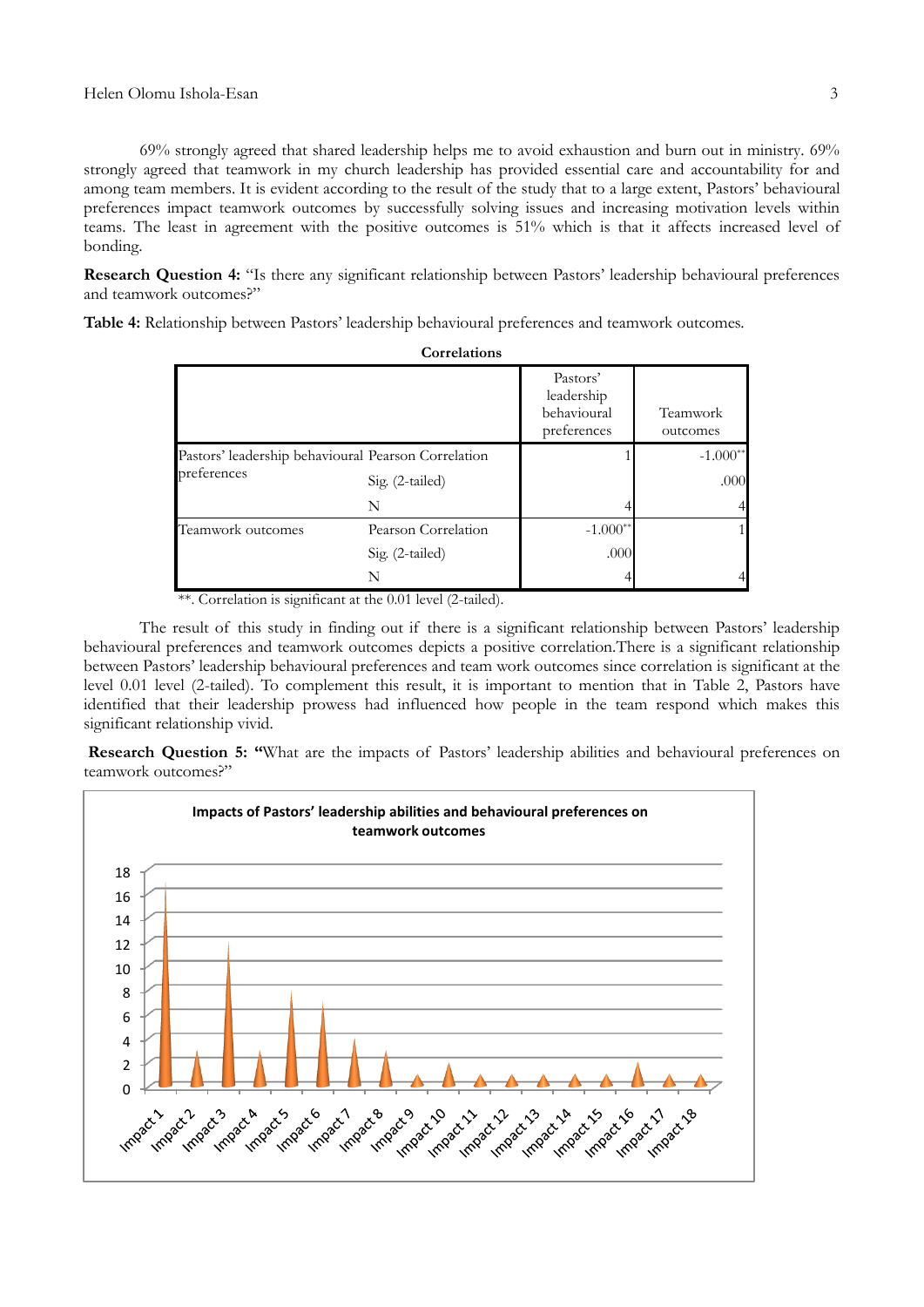69% strongly agreed that shared leadership helps me to avoid exhaustion and burn out in ministry. 69% strongly agreed that teamwork in my church leadership has provided essential care and accountability for and among team members. It is evident according to the result of the study that to a large extent, Pastors' behavioural preferences impact teamwork outcomes by successfully solving issues and increasing motivation levels within teams. The least in agreement with the positive outcomes is 51% which is that it affects increased level of bonding.

**Research Question 4:** "Is there any significant relationship between Pastors' leadership behavioural preferences and teamwork outcomes?"

**Table 4:** Relationship between Pastors' leadership behavioural preferences and teamwork outcomes.

**Correlations**

| | | Pastors' leadership behavioural preferences | Teamwork outcomes |
|---|---|---|---|
| Pastors' leadership behavioural preferences | Pearson Correlation | 1 | -1.000** |
| | Sig. (2-tailed) | | .000 |
| | N | 4 | 4 |
| Teamwork outcomes | Pearson Correlation | -1.000** | 1 |
| | Sig. (2-tailed) | .000 | |
| | N | 4 | 4 |

**. Correlation is significant at the 0.01 level (2-tailed).

The result of this study in finding out if there is a significant relationship between Pastors' leadership behavioural preferences and teamwork outcomes depicts a positive correlation.There is a significant relationship between Pastors' leadership behavioural preferences and team work outcomes since correlation is significant at the level 0.01 level (2-tailed). To complement this result, it is important to mention that in Table 2, Pastors have identified that their leadership prowess had influenced how people in the team respond which makes this significant relationship vivid.

**Research Question 5: "**What are the impacts of Pastors' leadership abilities and behavioural preferences on teamwork outcomes?"

**Impacts of Pastors' leadership abilities and behavioural preferences on teamwork outcomes**

| Impact | Value |
|---|---|
| Impact 1 | 17 |
| Impact 2 | 3 |
| Impact 3 | 12 |
| Impact 4 | 3 |
| Impact 5 | 8 |
| Impact 6 | 7 |
| Impact 7 | 4 |
| Impact 8 | 3 |
| Impact 9 | 1 |
| Impact 10 | 2 |
| Impact 11 | 1 |
| Impact 12 | 1 |
| Impact 13 | 1 |
| Impact 14 | 1 |
| Impact 15 | 1 |
| Impact 16 | 2 |
| Impact 17 | 1 |
| Impact 18 | 1 |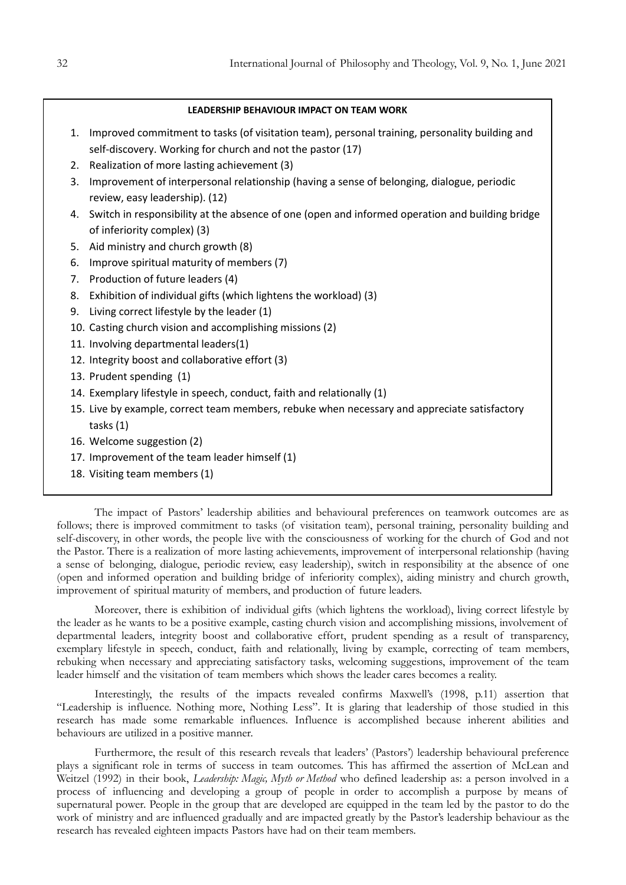**LEADERSHIP BEHAVIOUR IMPACT ON TEAM WORK**

1. Improved commitment to tasks (of visitation team), personal training, personality building and self-discovery. Working for church and not the pastor (17)
2. Realization of more lasting achievement (3)
3. Improvement of interpersonal relationship (having a sense of belonging, dialogue, periodic review, easy leadership). (12)
4. Switch in responsibility at the absence of one (open and informed operation and building bridge of inferiority complex) (3)
5. Aid ministry and church growth (8)
6. Improve spiritual maturity of members (7)
7. Production of future leaders (4)
8. Exhibition of individual gifts (which lightens the workload) (3)
9. Living correct lifestyle by the leader (1)
10. Casting church vision and accomplishing missions (2)
11. Involving departmental leaders(1)
12. Integrity boost and collaborative effort (3)
13. Prudent spending (1)
14. Exemplary lifestyle in speech, conduct, faith and relationally (1)
15. Live by example, correct team members, rebuke when necessary and appreciate satisfactory tasks (1)
16. Welcome suggestion (2)
17. Improvement of the team leader himself (1)
18. Visiting team members (1)

The impact of Pastors' leadership abilities and behavioural preferences on teamwork outcomes are as follows; there is improved commitment to tasks (of visitation team), personal training, personality building and self-discovery, in other words, the people live with the consciousness of working for the church of God and not the Pastor. There is a realization of more lasting achievements, improvement of interpersonal relationship (having a sense of belonging, dialogue, periodic review, easy leadership), switch in responsibility at the absence of one (open and informed operation and building bridge of inferiority complex), aiding ministry and church growth, improvement of spiritual maturity of members, and production of future leaders.

Moreover, there is exhibition of individual gifts (which lightens the workload), living correct lifestyle by the leader as he wants to be a positive example, casting church vision and accomplishing missions, involvement of departmental leaders, integrity boost and collaborative effort, prudent spending as a result of transparency, exemplary lifestyle in speech, conduct, faith and relationally, living by example, correcting of team members, rebuking when necessary and appreciating satisfactory tasks, welcoming suggestions, improvement of the team leader himself and the visitation of team members which shows the leader cares becomes a reality.

Interestingly, the results of the impacts revealed confirms Maxwell's (1998, p.11) assertion that "Leadership is influence. Nothing more, Nothing Less". It is glaring that leadership of those studied in this research has made some remarkable influences. Influence is accomplished because inherent abilities and behaviours are utilized in a positive manner.

Furthermore, the result of this research reveals that leaders' (Pastors') leadership behavioural preference plays a significant role in terms of success in team outcomes. This has affirmed the assertion of McLean and Weitzel (1992) in their book, *Leadership: Magic, Myth or Method* who defined leadership as: a person involved in a process of influencing and developing a group of people in order to accomplish a purpose by means of supernatural power. People in the group that are developed are equipped in the team led by the pastor to do the work of ministry and are influenced gradually and are impacted greatly by the Pastor's leadership behaviour as the research has revealed eighteen impacts Pastors have had on their team members.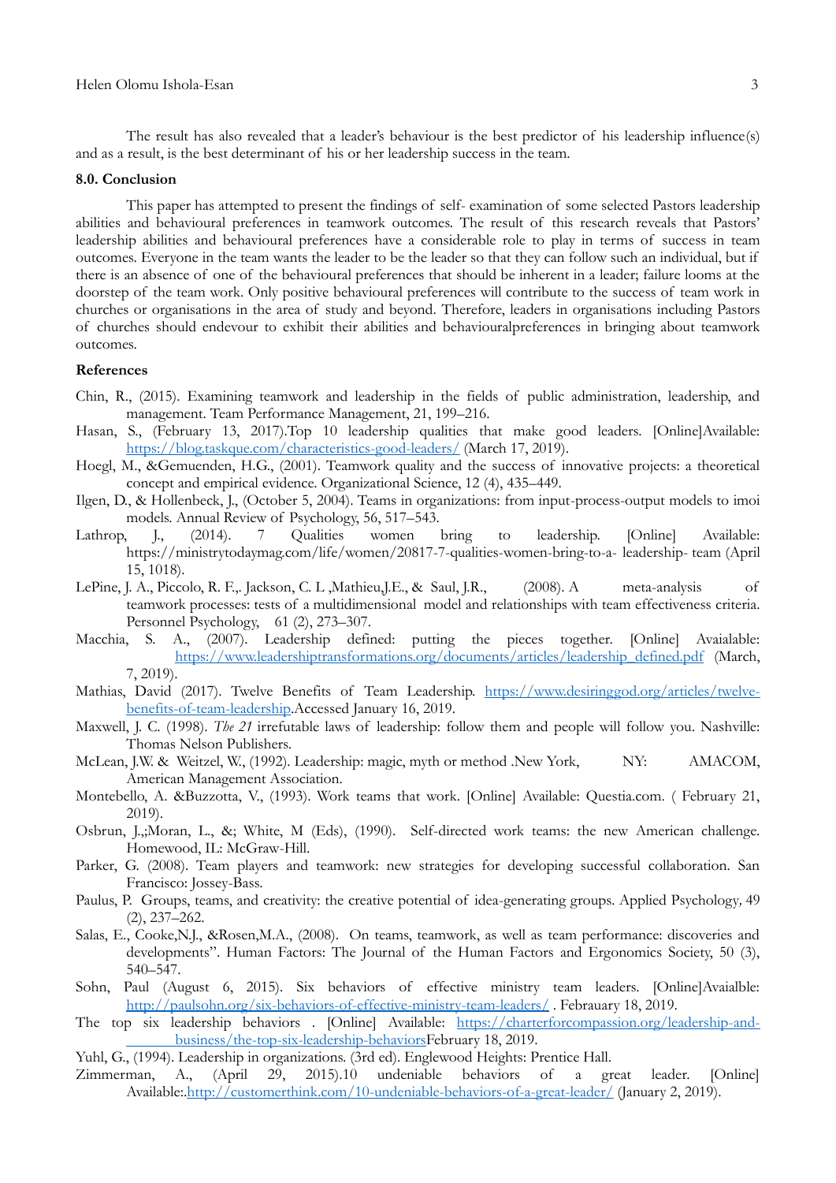The result has also revealed that a leader's behaviour is the best predictor of his leadership influence(s) and as a result, is the best determinant of his or her leadership success in the team.

### 8.0. Conclusion

This paper has attempted to present the findings of self- examination of some selected Pastors leadership abilities and behavioural preferences in teamwork outcomes. The result of this research reveals that Pastors' leadership abilities and behavioural preferences have a considerable role to play in terms of success in team outcomes. Everyone in the team wants the leader to be the leader so that they can follow such an individual, but if there is an absence of one of the behavioural preferences that should be inherent in a leader; failure looms at the doorstep of the team work. Only positive behavioural preferences will contribute to the success of team work in churches or organisations in the area of study and beyond. Therefore, leaders in organisations including Pastors of churches should endevour to exhibit their abilities and behaviouralpreferences in bringing about teamwork outcomes.

### References

Chin, R., (2015). Examining teamwork and leadership in the fields of public administration, leadership, and management. Team Performance Management, 21, 199–216.

Hasan, S., (February 13, 2017).Top 10 leadership qualities that make good leaders. [Online]Available: https://blog.taskque.com/characteristics-good-leaders/ (March 17, 2019).

Hoegl, M., &Gemuenden, H.G., (2001). Teamwork quality and the success of innovative projects: a theoretical concept and empirical evidence. Organizational Science, 12 (4), 435–449.

Ilgen, D., & Hollenbeck, J., (October 5, 2004). Teams in organizations: from input-process-output models to imoi models. Annual Review of Psychology, 56, 517–543.

Lathrop, J., (2014). 7 Qualities women bring to leadership. [Online] Available: https://ministrytodaymag.com/life/women/20817-7-qualities-women-bring-to-a- leadership- team (April 15, 1018).

LePine, J. A., Piccolo, R. F.,. Jackson, C. L ,Mathieu,J.E., & Saul, J.R., (2008). A meta-analysis of teamwork processes: tests of a multidimensional model and relationships with team effectiveness criteria. Personnel Psychology, 61 (2), 273–307.

Macchia, S. A., (2007). Leadership defined: putting the pieces together. [Online] Avaialable: https://www.leadershiptransformations.org/documents/articles/leadership_defined.pdf (March, 7, 2019).

Mathias, David (2017). Twelve Benefits of Team Leadership. https://www.desiringgod.org/articles/twelve-benefits-of-team-leadership.Accessed January 16, 2019.

Maxwell, J. C. (1998). *The 21* irrefutable laws of leadership: follow them and people will follow you. Nashville: Thomas Nelson Publishers.

McLean, J.W. & Weitzel, W., (1992). Leadership: magic, myth or method .New York, NY: AMACOM, American Management Association.

Montebello, A. &Buzzotta, V., (1993). Work teams that work. [Online] Available: Questia.com. ( February 21, 2019).

Osbrun, J.,;Moran, L., &; White, M (Eds), (1990). Self-directed work teams: the new American challenge. Homewood, IL: McGraw-Hill.

Parker, G. (2008). Team players and teamwork: new strategies for developing successful collaboration. San Francisco: Jossey-Bass.

Paulus, P. Groups, teams, and creativity: the creative potential of idea-generating groups. Applied Psychology*,* 49 (2), 237–262.

Salas, E., Cooke,N.J., &Rosen,M.A., (2008). On teams, teamwork, as well as team performance: discoveries and developments". Human Factors: The Journal of the Human Factors and Ergonomics Society, 50 (3), 540–547.

Sohn, Paul (August 6, 2015). Six behaviors of effective ministry team leaders. [Online]Avaialble: http://paulsohn.org/six-behaviors-of-effective-ministry-team-leaders/ . Febrauary 18, 2019.

The top six leadership behaviors . [Online] Available: https://charterforcompassion.org/leadership-and-business/the-top-six-leadership-behaviorsFebruary 18, 2019.

Yuhl, G., (1994). Leadership in organizations. (3rd ed). Englewood Heights: Prentice Hall.

Zimmerman, A., (April 29, 2015).10 undeniable behaviors of a great leader. [Online] Available:.http://customerthink.com/10-undeniable-behaviors-of-a-great-leader/ (January 2, 2019).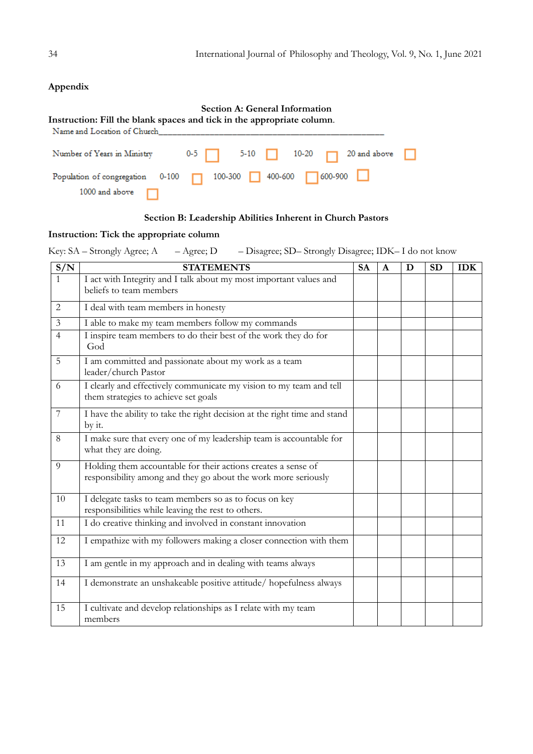## Appendix

### Section A: General Information

**Instruction: Fill the blank spaces and tick in the appropriate column.**

Name and Location of Church_______________________________________________

Number of Years in Ministry 0-5 ☐ 5-10 ☐ 10-20 ☐ 20 and above ☐

Population of congregation 0-100 ☐ 100-300 ☐ 400-600 ☐ 600-900 ☐ 1000 and above ☐

### Section B: Leadership Abilities Inherent in Church Pastors

**Instruction: Tick the appropriate column**

Key: SA – Strongly Agree; A – Agree; D – Disagree; SD– Strongly Disagree; IDK– I do not know

| S/N | STATEMENTS | SA | A | D | SD | IDK |
|---|---|---|---|---|---|---|
| 1 | I act with Integrity and I talk about my most important values and beliefs to team members | | | | | |
| 2 | I deal with team members in honesty | | | | | |
| 3 | I able to make my team members follow my commands | | | | | |
| 4 | I inspire team members to do their best of the work they do for God | | | | | |
| 5 | I am committed and passionate about my work as a team leader/church Pastor | | | | | |
| 6 | I clearly and effectively communicate my vision to my team and tell them strategies to achieve set goals | | | | | |
| 7 | I have the ability to take the right decision at the right time and stand by it. | | | | | |
| 8 | I make sure that every one of my leadership team is accountable for what they are doing. | | | | | |
| 9 | Holding them accountable for their actions creates a sense of responsibility among and they go about the work more seriously | | | | | |
| 10 | I delegate tasks to team members so as to focus on key responsibilities while leaving the rest to others. | | | | | |
| 11 | I do creative thinking and involved in constant innovation | | | | | |
| 12 | I empathize with my followers making a closer connection with them | | | | | |
| 13 | I am gentle in my approach and in dealing with teams always | | | | | |
| 14 | I demonstrate an unshakeable positive attitude/ hopefulness always | | | | | |
| 15 | I cultivate and develop relationships as I relate with my team members | | | | | |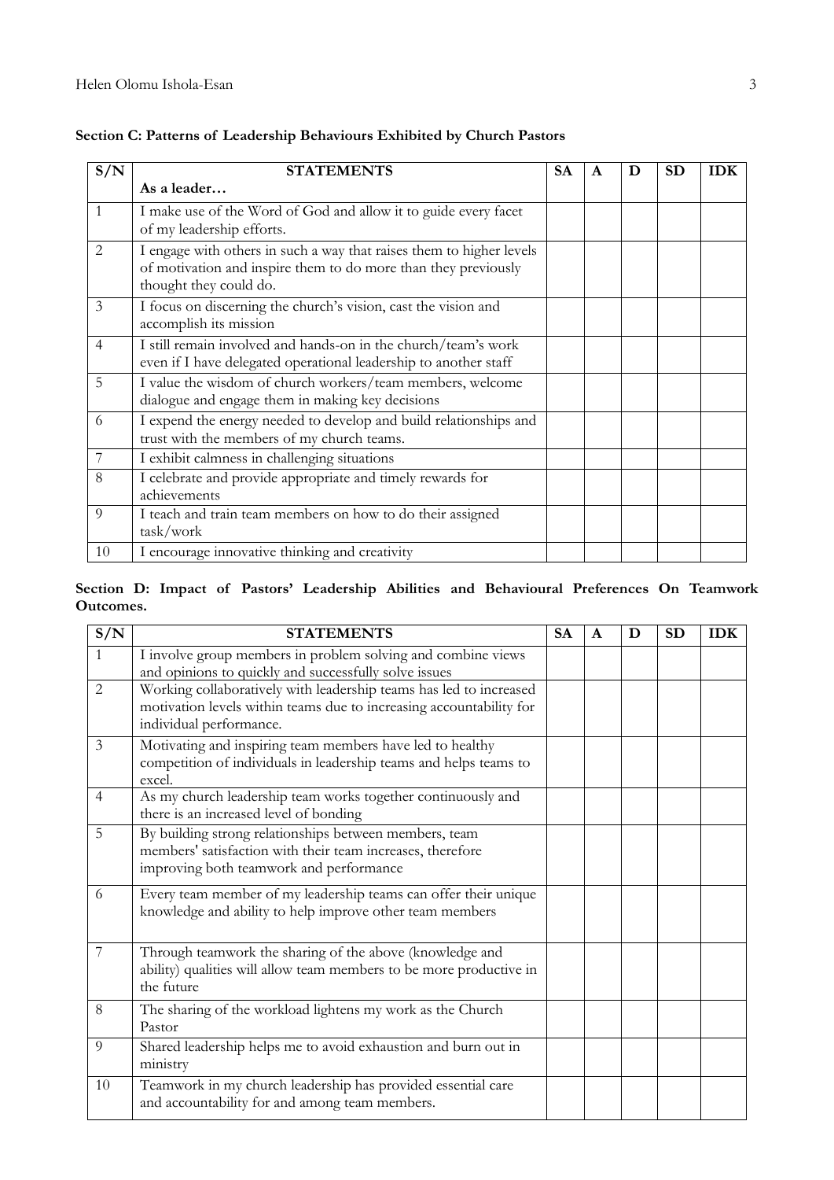**Section C: Patterns of Leadership Behaviours Exhibited by Church Pastors**

| S/N | STATEMENTS<br>**As a leader…** | SA | A | D | SD | IDK |
|---|---|---|---|---|---|---|
| 1 | I make use of the Word of God and allow it to guide every facet of my leadership efforts. | | | | | |
| 2 | I engage with others in such a way that raises them to higher levels of motivation and inspire them to do more than they previously thought they could do. | | | | | |
| 3 | I focus on discerning the church's vision, cast the vision and accomplish its mission | | | | | |
| 4 | I still remain involved and hands-on in the church/team's work even if I have delegated operational leadership to another staff | | | | | |
| 5 | I value the wisdom of church workers/team members, welcome dialogue and engage them in making key decisions | | | | | |
| 6 | I expend the energy needed to develop and build relationships and trust with the members of my church teams. | | | | | |
| 7 | I exhibit calmness in challenging situations | | | | | |
| 8 | I celebrate and provide appropriate and timely rewards for achievements | | | | | |
| 9 | I teach and train team members on how to do their assigned task/work | | | | | |
| 10 | I encourage innovative thinking and creativity | | | | | |

**Section D: Impact of Pastors' Leadership Abilities and Behavioural Preferences On Teamwork Outcomes.**

| S/N | STATEMENTS | SA | A | D | SD | IDK |
|---|---|---|---|---|---|---|
| 1 | I involve group members in problem solving and combine views and opinions to quickly and successfully solve issues | | | | | |
| 2 | Working collaboratively with leadership teams has led to increased motivation levels within teams due to increasing accountability for individual performance. | | | | | |
| 3 | Motivating and inspiring team members have led to healthy competition of individuals in leadership teams and helps teams to excel. | | | | | |
| 4 | As my church leadership team works together continuously and there is an increased level of bonding | | | | | |
| 5 | By building strong relationships between members, team members' satisfaction with their team increases, therefore improving both teamwork and performance | | | | | |
| 6 | Every team member of my leadership teams can offer their unique knowledge and ability to help improve other team members | | | | | |
| 7 | Through teamwork the sharing of the above (knowledge and ability) qualities will allow team members to be more productive in the future | | | | | |
| 8 | The sharing of the workload lightens my work as the Church Pastor | | | | | |
| 9 | Shared leadership helps me to avoid exhaustion and burn out in ministry | | | | | |
| 10 | Teamwork in my church leadership has provided essential care and accountability for and among team members. | | | | | |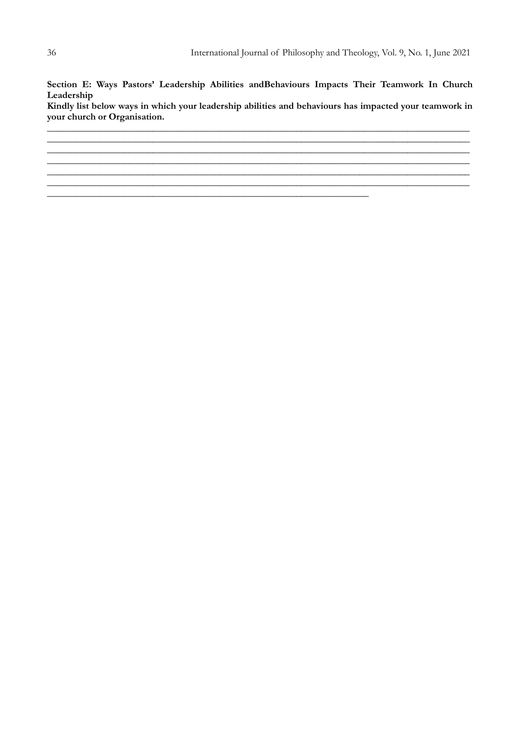**Section E: Ways Pastors' Leadership Abilities andBehaviours Impacts Their Teamwork In Church Leadership**

**Kindly list below ways in which your leadership abilities and behaviours has impacted your teamwork in your church or Organisation.**

___________________________________________________________________________________________
___________________________________________________________________________________________
___________________________________________________________________________________________
___________________________________________________________________________________________
___________________________________________________________________________________________
___________________________________________________________________________________________
______________________________________________________________________